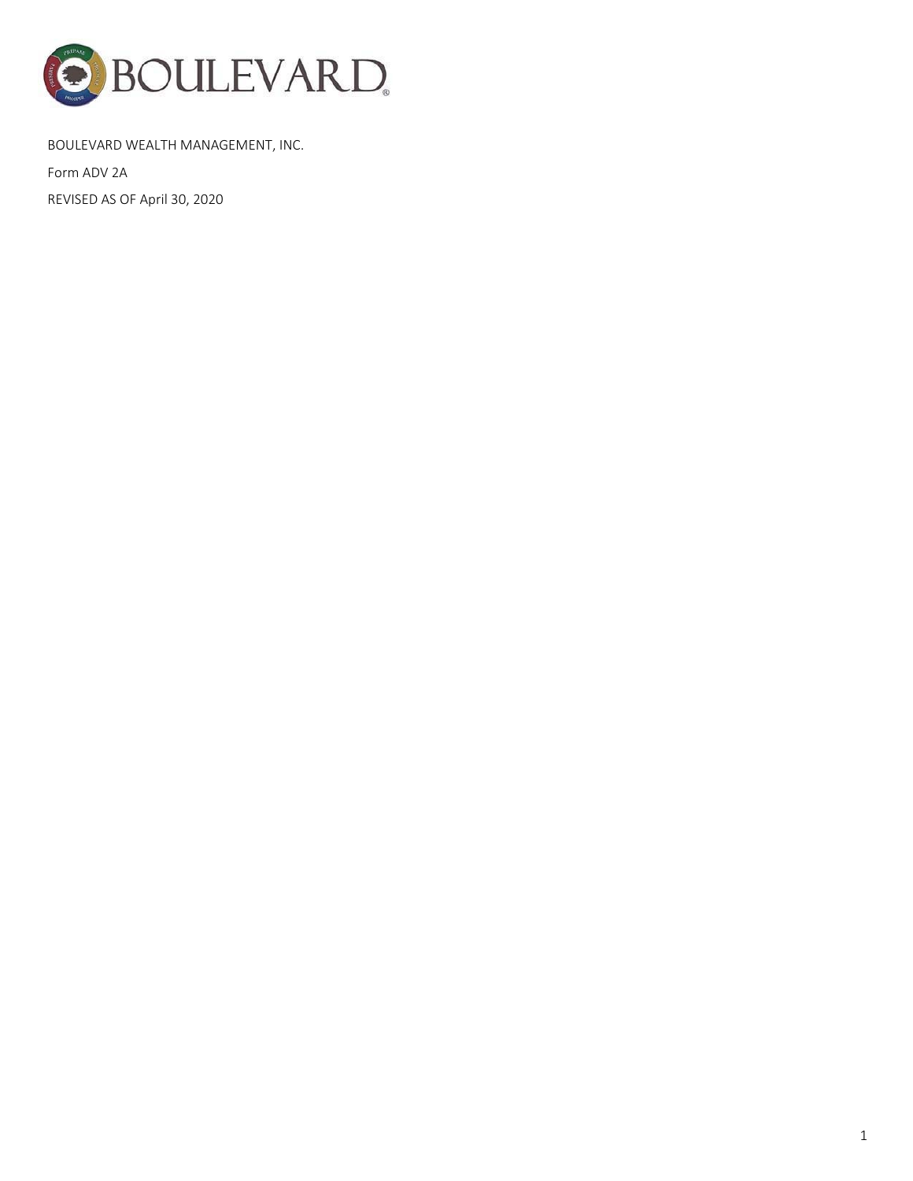BOULEVARD WEALTH MANAGEMENT, INC.

Form ADV 2A

REVISED AS OF April 30, 2020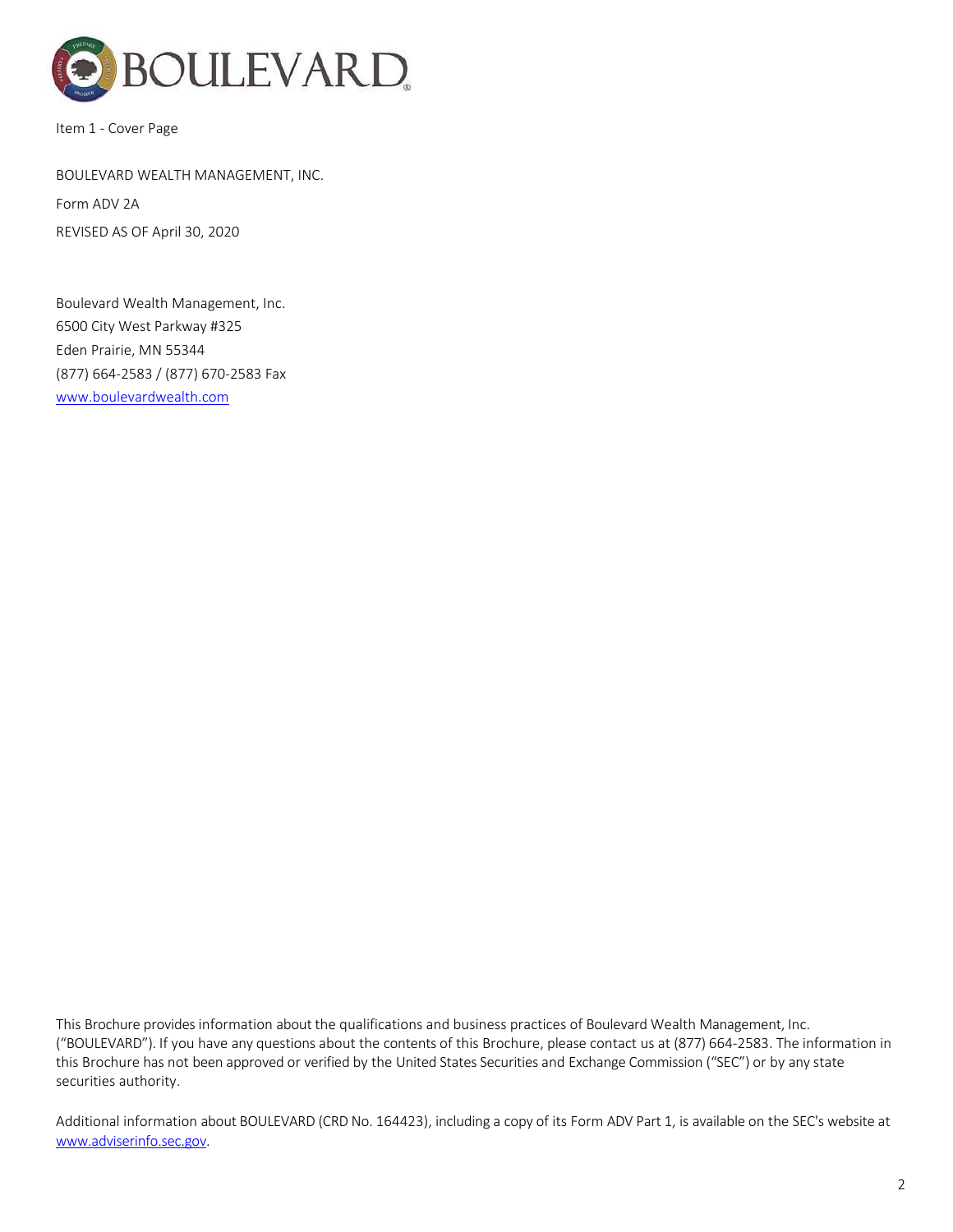BOULEVARD

Item 1 - Cover Page

BOULEVARD WEALTH MANAGEMENT, INC.

Form ADV 2A

REVISED AS OF April 30, 2020

Boulevard Wealth Management, Inc.
6500 City West Parkway #325
Eden Prairie, MN 55344
(877) 664-2583 / (877) 670-2583 Fax
www.boulevardwealth.com

This Brochure provides information about the qualifications and business practices of Boulevard Wealth Management, Inc. ("BOULEVARD"). If you have any questions about the contents of this Brochure, please contact us at (877) 664-2583. The information in this Brochure has not been approved or verified by the United States Securities and Exchange Commission ("SEC") or by any state securities authority.

Additional information about BOULEVARD (CRD No. 164423), including a copy of its Form ADV Part 1, is available on the SEC's website at www.adviserinfo.sec.gov.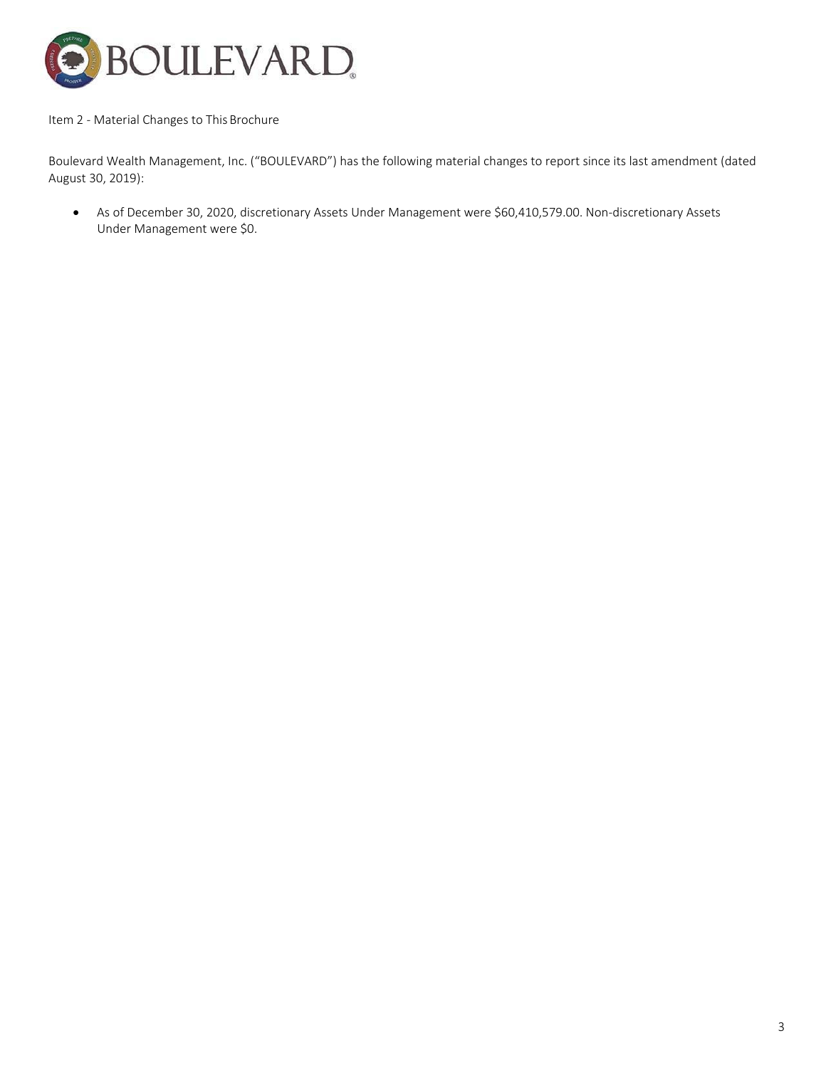## Item 2 - Material Changes to This Brochure

Boulevard Wealth Management, Inc. ("BOULEVARD") has the following material changes to report since its last amendment (dated August 30, 2019):

- As of December 30, 2020, discretionary Assets Under Management were $60,410,579.00. Non-discretionary Assets Under Management were $0.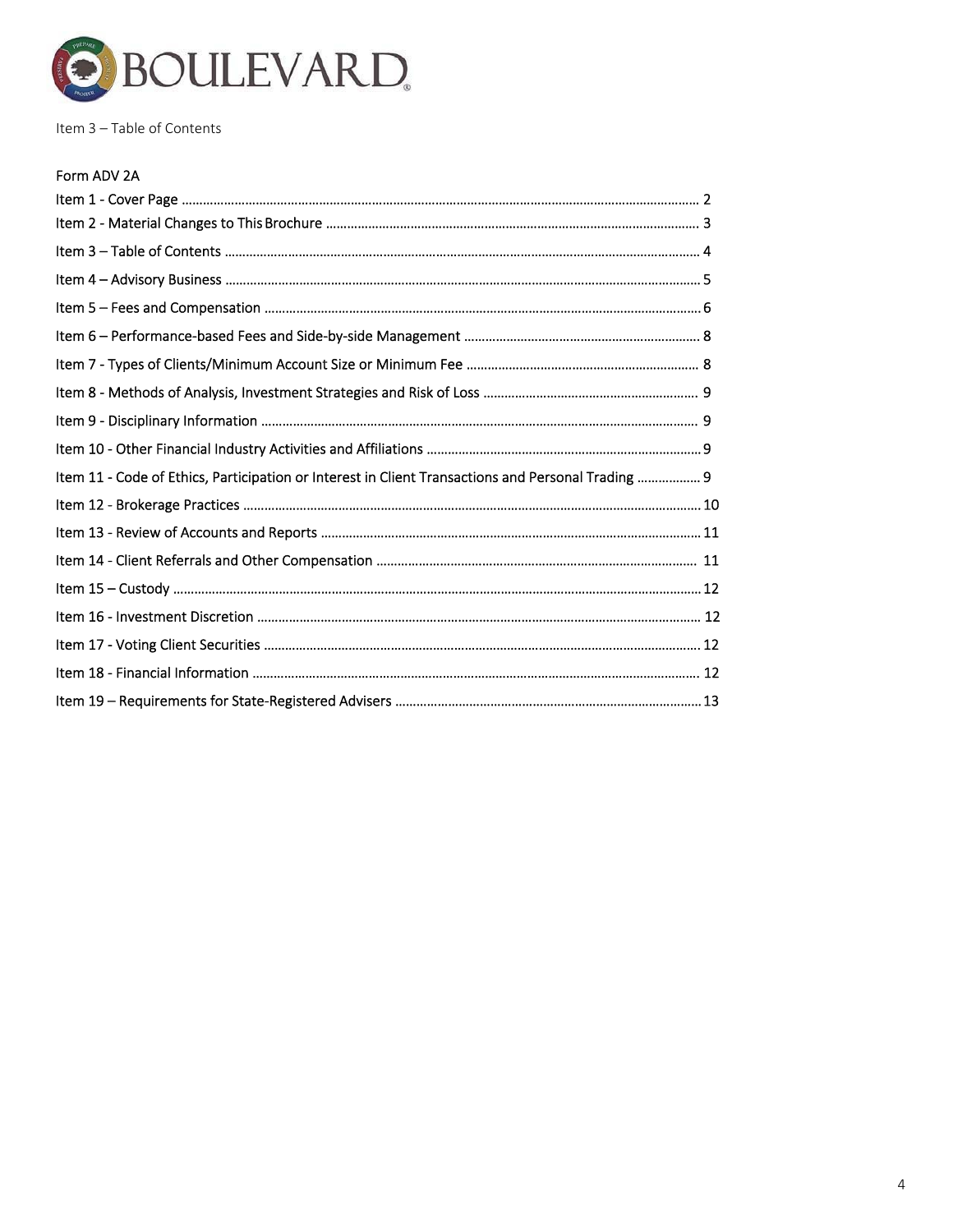Item 3 – Table of Contents

Form ADV 2A

Item 1 - Cover Page .......... 2

Item 2 - Material Changes to This Brochure .......... 3

Item 3 – Table of Contents .......... 4

Item 4 – Advisory Business .......... 5

Item 5 – Fees and Compensation .......... 6

Item 6 – Performance-based Fees and Side-by-side Management .......... 8

Item 7 - Types of Clients/Minimum Account Size or Minimum Fee .......... 8

Item 8 - Methods of Analysis, Investment Strategies and Risk of Loss .......... 9

Item 9 - Disciplinary Information .......... 9

Item 10 - Other Financial Industry Activities and Affiliations .......... 9

Item 11 - Code of Ethics, Participation or Interest in Client Transactions and Personal Trading .......... 9

Item 12 - Brokerage Practices .......... 10

Item 13 - Review of Accounts and Reports .......... 11

Item 14 - Client Referrals and Other Compensation .......... 11

Item 15 – Custody .......... 12

Item 16 - Investment Discretion .......... 12

Item 17 - Voting Client Securities .......... 12

Item 18 - Financial Information .......... 12

Item 19 – Requirements for State-Registered Advisers .......... 13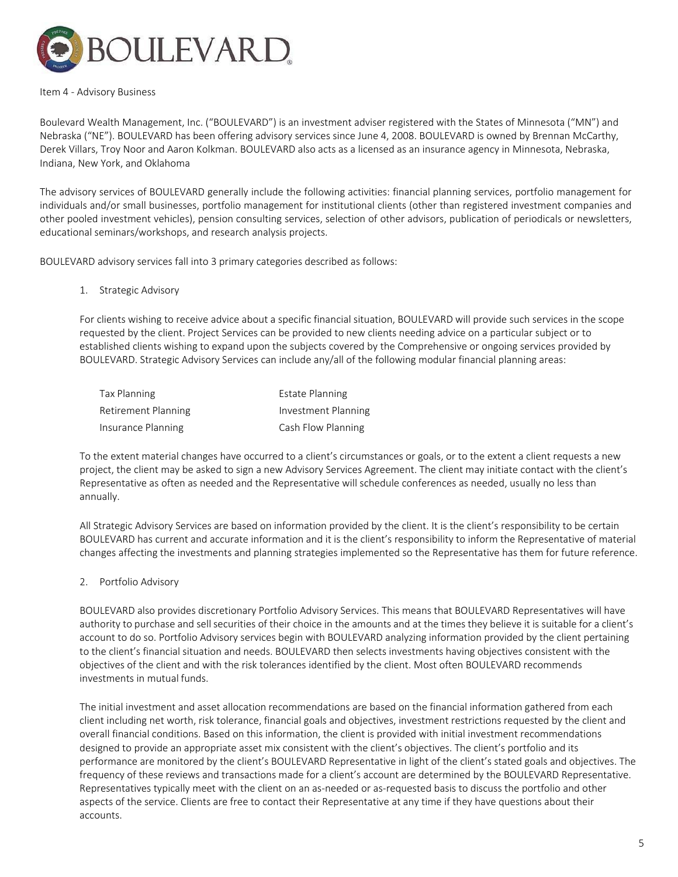## Item 4 - Advisory Business

Boulevard Wealth Management, Inc. ("BOULEVARD") is an investment adviser registered with the States of Minnesota ("MN") and Nebraska ("NE"). BOULEVARD has been offering advisory services since June 4, 2008. BOULEVARD is owned by Brennan McCarthy, Derek Villars, Troy Noor and Aaron Kolkman. BOULEVARD also acts as a licensed as an insurance agency in Minnesota, Nebraska, Indiana, New York, and Oklahoma

The advisory services of BOULEVARD generally include the following activities: financial planning services, portfolio management for individuals and/or small businesses, portfolio management for institutional clients (other than registered investment companies and other pooled investment vehicles), pension consulting services, selection of other advisors, publication of periodicals or newsletters, educational seminars/workshops, and research analysis projects.

BOULEVARD advisory services fall into 3 primary categories described as follows:

1. Strategic Advisory

For clients wishing to receive advice about a specific financial situation, BOULEVARD will provide such services in the scope requested by the client. Project Services can be provided to new clients needing advice on a particular subject or to established clients wishing to expand upon the subjects covered by the Comprehensive or ongoing services provided by BOULEVARD. Strategic Advisory Services can include any/all of the following modular financial planning areas:

| | |
|---|---|
| Tax Planning | Estate Planning |
| Retirement Planning | Investment Planning |
| Insurance Planning | Cash Flow Planning |

To the extent material changes have occurred to a client's circumstances or goals, or to the extent a client requests a new project, the client may be asked to sign a new Advisory Services Agreement. The client may initiate contact with the client's Representative as often as needed and the Representative will schedule conferences as needed, usually no less than annually.

All Strategic Advisory Services are based on information provided by the client. It is the client's responsibility to be certain BOULEVARD has current and accurate information and it is the client's responsibility to inform the Representative of material changes affecting the investments and planning strategies implemented so the Representative has them for future reference.

2. Portfolio Advisory

BOULEVARD also provides discretionary Portfolio Advisory Services. This means that BOULEVARD Representatives will have authority to purchase and sell securities of their choice in the amounts and at the times they believe it is suitable for a client's account to do so. Portfolio Advisory services begin with BOULEVARD analyzing information provided by the client pertaining to the client's financial situation and needs. BOULEVARD then selects investments having objectives consistent with the objectives of the client and with the risk tolerances identified by the client. Most often BOULEVARD recommends investments in mutual funds.

The initial investment and asset allocation recommendations are based on the financial information gathered from each client including net worth, risk tolerance, financial goals and objectives, investment restrictions requested by the client and overall financial conditions. Based on this information, the client is provided with initial investment recommendations designed to provide an appropriate asset mix consistent with the client's objectives. The client's portfolio and its performance are monitored by the client's BOULEVARD Representative in light of the client's stated goals and objectives. The frequency of these reviews and transactions made for a client's account are determined by the BOULEVARD Representative. Representatives typically meet with the client on an as-needed or as-requested basis to discuss the portfolio and other aspects of the service. Clients are free to contact their Representative at any time if they have questions about their accounts.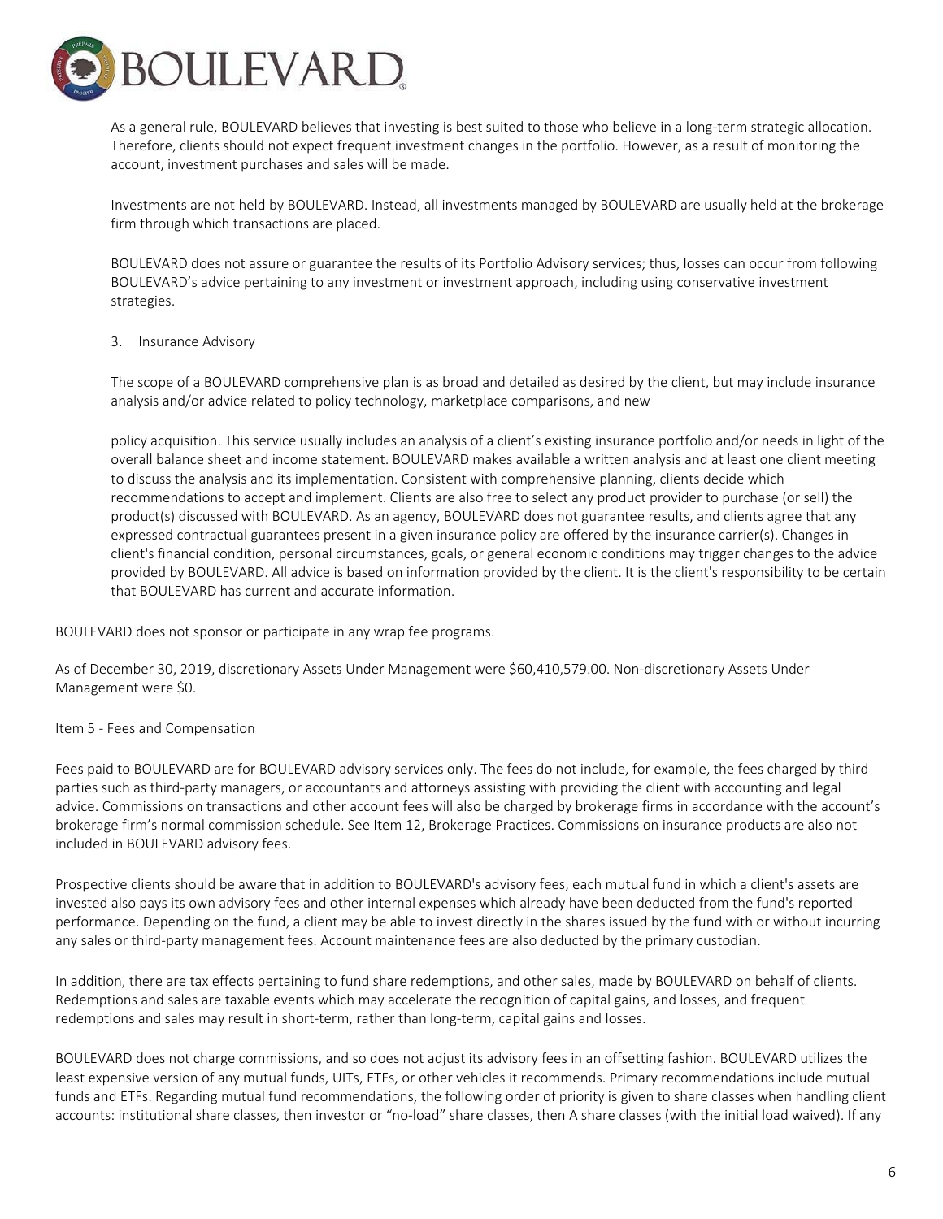As a general rule, BOULEVARD believes that investing is best suited to those who believe in a long-term strategic allocation. Therefore, clients should not expect frequent investment changes in the portfolio. However, as a result of monitoring the account, investment purchases and sales will be made.

Investments are not held by BOULEVARD. Instead, all investments managed by BOULEVARD are usually held at the brokerage firm through which transactions are placed.

BOULEVARD does not assure or guarantee the results of its Portfolio Advisory services; thus, losses can occur from following BOULEVARD's advice pertaining to any investment or investment approach, including using conservative investment strategies.

3. Insurance Advisory

The scope of a BOULEVARD comprehensive plan is as broad and detailed as desired by the client, but may include insurance analysis and/or advice related to policy technology, marketplace comparisons, and new

policy acquisition. This service usually includes an analysis of a client's existing insurance portfolio and/or needs in light of the overall balance sheet and income statement. BOULEVARD makes available a written analysis and at least one client meeting to discuss the analysis and its implementation. Consistent with comprehensive planning, clients decide which recommendations to accept and implement. Clients are also free to select any product provider to purchase (or sell) the product(s) discussed with BOULEVARD. As an agency, BOULEVARD does not guarantee results, and clients agree that any expressed contractual guarantees present in a given insurance policy are offered by the insurance carrier(s). Changes in client's financial condition, personal circumstances, goals, or general economic conditions may trigger changes to the advice provided by BOULEVARD. All advice is based on information provided by the client. It is the client's responsibility to be certain that BOULEVARD has current and accurate information.

BOULEVARD does not sponsor or participate in any wrap fee programs.

As of December 30, 2019, discretionary Assets Under Management were $60,410,579.00. Non-discretionary Assets Under Management were $0.

## Item 5 - Fees and Compensation

Fees paid to BOULEVARD are for BOULEVARD advisory services only. The fees do not include, for example, the fees charged by third parties such as third-party managers, or accountants and attorneys assisting with providing the client with accounting and legal advice. Commissions on transactions and other account fees will also be charged by brokerage firms in accordance with the account's brokerage firm's normal commission schedule. See Item 12, Brokerage Practices. Commissions on insurance products are also not included in BOULEVARD advisory fees.

Prospective clients should be aware that in addition to BOULEVARD's advisory fees, each mutual fund in which a client's assets are invested also pays its own advisory fees and other internal expenses which already have been deducted from the fund's reported performance. Depending on the fund, a client may be able to invest directly in the shares issued by the fund with or without incurring any sales or third-party management fees. Account maintenance fees are also deducted by the primary custodian.

In addition, there are tax effects pertaining to fund share redemptions, and other sales, made by BOULEVARD on behalf of clients. Redemptions and sales are taxable events which may accelerate the recognition of capital gains, and losses, and frequent redemptions and sales may result in short-term, rather than long-term, capital gains and losses.

BOULEVARD does not charge commissions, and so does not adjust its advisory fees in an offsetting fashion. BOULEVARD utilizes the least expensive version of any mutual funds, UITs, ETFs, or other vehicles it recommends. Primary recommendations include mutual funds and ETFs. Regarding mutual fund recommendations, the following order of priority is given to share classes when handling client accounts: institutional share classes, then investor or "no-load" share classes, then A share classes (with the initial load waived). If any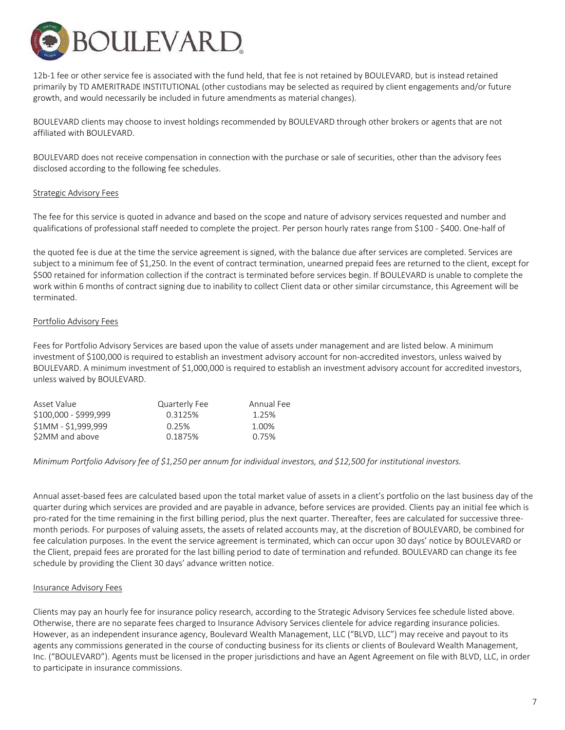12b-1 fee or other service fee is associated with the fund held, that fee is not retained by BOULEVARD, but is instead retained primarily by TD AMERITRADE INSTITUTIONAL (other custodians may be selected as required by client engagements and/or future growth, and would necessarily be included in future amendments as material changes).

BOULEVARD clients may choose to invest holdings recommended by BOULEVARD through other brokers or agents that are not affiliated with BOULEVARD.

BOULEVARD does not receive compensation in connection with the purchase or sale of securities, other than the advisory fees disclosed according to the following fee schedules.

Strategic Advisory Fees

The fee for this service is quoted in advance and based on the scope and nature of advisory services requested and number and qualifications of professional staff needed to complete the project. Per person hourly rates range from $100 - $400. One-half of the quoted fee is due at the time the service agreement is signed, with the balance due after services are completed. Services are subject to a minimum fee of $1,250. In the event of contract termination, unearned prepaid fees are returned to the client, except for $500 retained for information collection if the contract is terminated before services begin. If BOULEVARD is unable to complete the work within 6 months of contract signing due to inability to collect Client data or other similar circumstance, this Agreement will be terminated.

Portfolio Advisory Fees

Fees for Portfolio Advisory Services are based upon the value of assets under management and are listed below. A minimum investment of $100,000 is required to establish an investment advisory account for non-accredited investors, unless waived by BOULEVARD. A minimum investment of $1,000,000 is required to establish an investment advisory account for accredited investors, unless waived by BOULEVARD.

| Asset Value | Quarterly Fee | Annual Fee |
|---|---|---|
| $100,000 - $999,999 | 0.3125% | 1.25% |
| $1MM - $1,999,999 | 0.25% | 1.00% |
| $2MM and above | 0.1875% | 0.75% |

*Minimum Portfolio Advisory fee of $1,250 per annum for individual investors, and $12,500 for institutional investors.*

Annual asset-based fees are calculated based upon the total market value of assets in a client's portfolio on the last business day of the quarter during which services are provided and are payable in advance, before services are provided. Clients pay an initial fee which is pro-rated for the time remaining in the first billing period, plus the next quarter. Thereafter, fees are calculated for successive three-month periods. For purposes of valuing assets, the assets of related accounts may, at the discretion of BOULEVARD, be combined for fee calculation purposes. In the event the service agreement is terminated, which can occur upon 30 days' notice by BOULEVARD or the Client, prepaid fees are prorated for the last billing period to date of termination and refunded. BOULEVARD can change its fee schedule by providing the Client 30 days' advance written notice.

Insurance Advisory Fees

Clients may pay an hourly fee for insurance policy research, according to the Strategic Advisory Services fee schedule listed above. Otherwise, there are no separate fees charged to Insurance Advisory Services clientele for advice regarding insurance policies. However, as an independent insurance agency, Boulevard Wealth Management, LLC ("BLVD, LLC") may receive and payout to its agents any commissions generated in the course of conducting business for its clients or clients of Boulevard Wealth Management, Inc. ("BOULEVARD"). Agents must be licensed in the proper jurisdictions and have an Agent Agreement on file with BLVD, LLC, in order to participate in insurance commissions.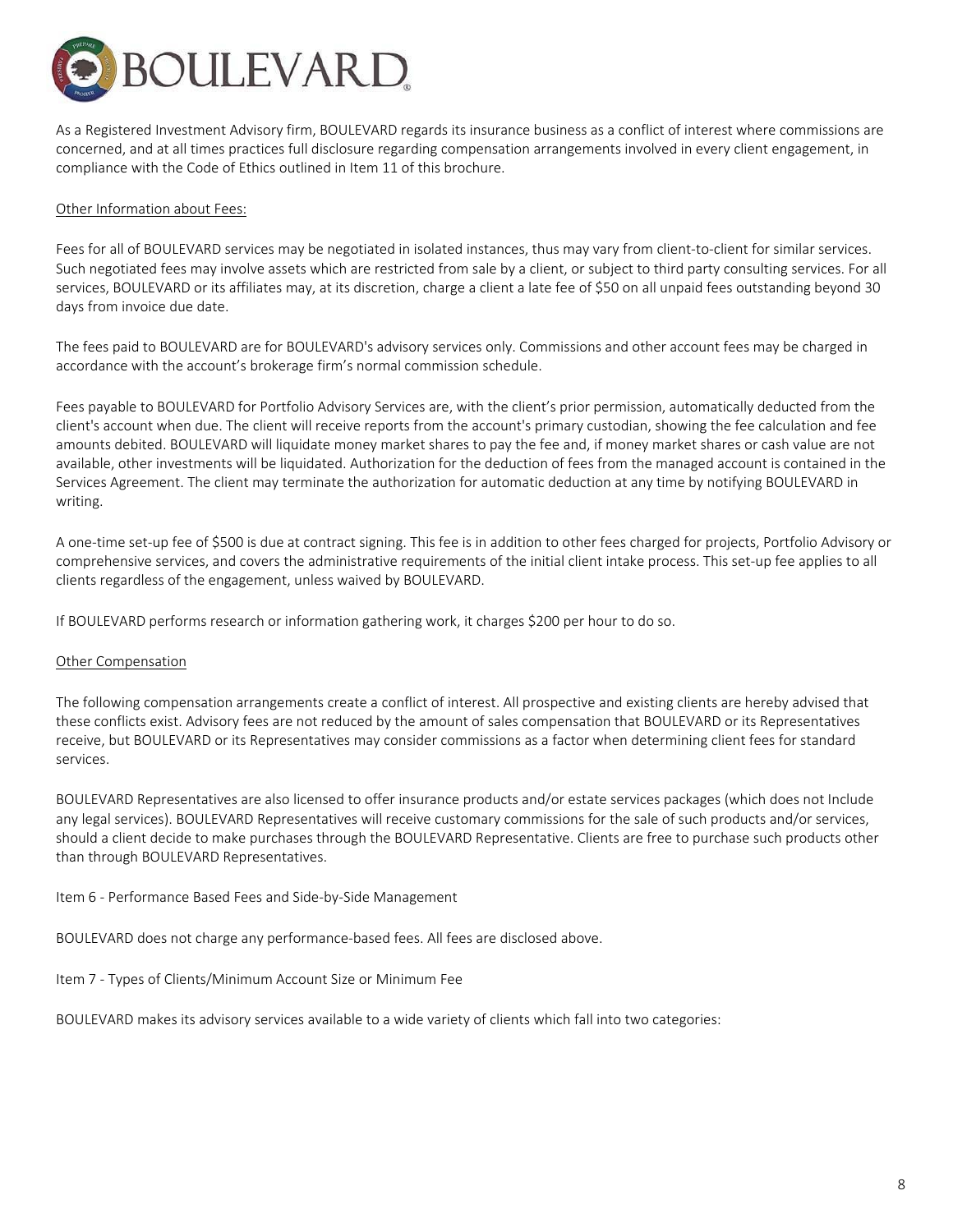As a Registered Investment Advisory firm, BOULEVARD regards its insurance business as a conflict of interest where commissions are concerned, and at all times practices full disclosure regarding compensation arrangements involved in every client engagement, in compliance with the Code of Ethics outlined in Item 11 of this brochure.

Other Information about Fees:

Fees for all of BOULEVARD services may be negotiated in isolated instances, thus may vary from client-to-client for similar services. Such negotiated fees may involve assets which are restricted from sale by a client, or subject to third party consulting services. For all services, BOULEVARD or its affiliates may, at its discretion, charge a client a late fee of $50 on all unpaid fees outstanding beyond 30 days from invoice due date.

The fees paid to BOULEVARD are for BOULEVARD's advisory services only. Commissions and other account fees may be charged in accordance with the account's brokerage firm's normal commission schedule.

Fees payable to BOULEVARD for Portfolio Advisory Services are, with the client's prior permission, automatically deducted from the client's account when due. The client will receive reports from the account's primary custodian, showing the fee calculation and fee amounts debited. BOULEVARD will liquidate money market shares to pay the fee and, if money market shares or cash value are not available, other investments will be liquidated. Authorization for the deduction of fees from the managed account is contained in the Services Agreement. The client may terminate the authorization for automatic deduction at any time by notifying BOULEVARD in writing.

A one-time set-up fee of $500 is due at contract signing. This fee is in addition to other fees charged for projects, Portfolio Advisory or comprehensive services, and covers the administrative requirements of the initial client intake process. This set-up fee applies to all clients regardless of the engagement, unless waived by BOULEVARD.

If BOULEVARD performs research or information gathering work, it charges $200 per hour to do so.

Other Compensation

The following compensation arrangements create a conflict of interest. All prospective and existing clients are hereby advised that these conflicts exist. Advisory fees are not reduced by the amount of sales compensation that BOULEVARD or its Representatives receive, but BOULEVARD or its Representatives may consider commissions as a factor when determining client fees for standard services.

BOULEVARD Representatives are also licensed to offer insurance products and/or estate services packages (which does not Include any legal services). BOULEVARD Representatives will receive customary commissions for the sale of such products and/or services, should a client decide to make purchases through the BOULEVARD Representative. Clients are free to purchase such products other than through BOULEVARD Representatives.

## Item 6 - Performance Based Fees and Side-by-Side Management

BOULEVARD does not charge any performance-based fees. All fees are disclosed above.

## Item 7 - Types of Clients/Minimum Account Size or Minimum Fee

BOULEVARD makes its advisory services available to a wide variety of clients which fall into two categories: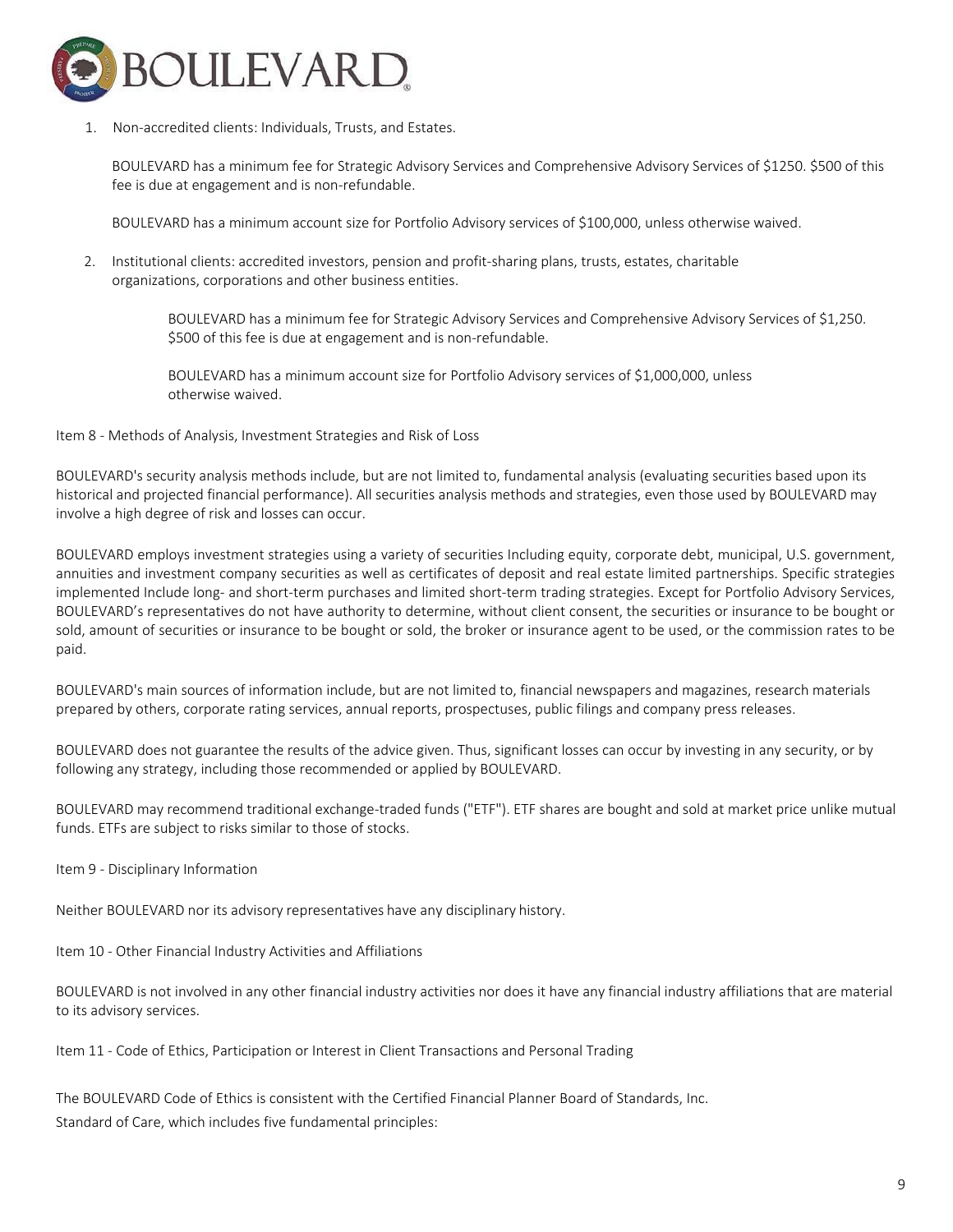1. Non-accredited clients: Individuals, Trusts, and Estates.

   BOULEVARD has a minimum fee for Strategic Advisory Services and Comprehensive Advisory Services of $1250. $500 of this fee is due at engagement and is non-refundable.

   BOULEVARD has a minimum account size for Portfolio Advisory services of $100,000, unless otherwise waived.

2. Institutional clients: accredited investors, pension and profit-sharing plans, trusts, estates, charitable organizations, corporations and other business entities.

   BOULEVARD has a minimum fee for Strategic Advisory Services and Comprehensive Advisory Services of $1,250. $500 of this fee is due at engagement and is non-refundable.

   BOULEVARD has a minimum account size for Portfolio Advisory services of $1,000,000, unless otherwise waived.

## Item 8 - Methods of Analysis, Investment Strategies and Risk of Loss

BOULEVARD's security analysis methods include, but are not limited to, fundamental analysis (evaluating securities based upon its historical and projected financial performance). All securities analysis methods and strategies, even those used by BOULEVARD may involve a high degree of risk and losses can occur.

BOULEVARD employs investment strategies using a variety of securities Including equity, corporate debt, municipal, U.S. government, annuities and investment company securities as well as certificates of deposit and real estate limited partnerships. Specific strategies implemented Include long- and short-term purchases and limited short-term trading strategies. Except for Portfolio Advisory Services, BOULEVARD's representatives do not have authority to determine, without client consent, the securities or insurance to be bought or sold, amount of securities or insurance to be bought or sold, the broker or insurance agent to be used, or the commission rates to be paid.

BOULEVARD's main sources of information include, but are not limited to, financial newspapers and magazines, research materials prepared by others, corporate rating services, annual reports, prospectuses, public filings and company press releases.

BOULEVARD does not guarantee the results of the advice given. Thus, significant losses can occur by investing in any security, or by following any strategy, including those recommended or applied by BOULEVARD.

BOULEVARD may recommend traditional exchange-traded funds ("ETF"). ETF shares are bought and sold at market price unlike mutual funds. ETFs are subject to risks similar to those of stocks.

## Item 9 - Disciplinary Information

Neither BOULEVARD nor its advisory representatives have any disciplinary history.

## Item 10 - Other Financial Industry Activities and Affiliations

BOULEVARD is not involved in any other financial industry activities nor does it have any financial industry affiliations that are material to its advisory services.

## Item 11 - Code of Ethics, Participation or Interest in Client Transactions and Personal Trading

The BOULEVARD Code of Ethics is consistent with the Certified Financial Planner Board of Standards, Inc. Standard of Care, which includes five fundamental principles: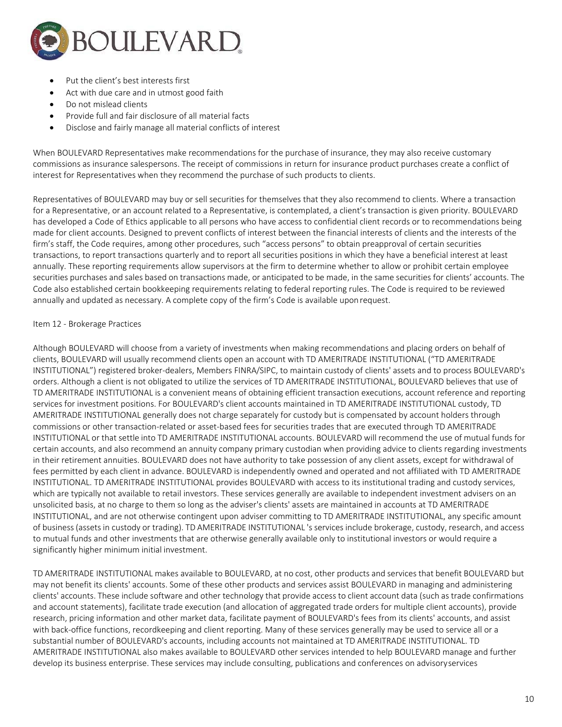- Put the client's best interests first
- Act with due care and in utmost good faith
- Do not mislead clients
- Provide full and fair disclosure of all material facts
- Disclose and fairly manage all material conflicts of interest

When BOULEVARD Representatives make recommendations for the purchase of insurance, they may also receive customary commissions as insurance salespersons. The receipt of commissions in return for insurance product purchases create a conflict of interest for Representatives when they recommend the purchase of such products to clients.

Representatives of BOULEVARD may buy or sell securities for themselves that they also recommend to clients. Where a transaction for a Representative, or an account related to a Representative, is contemplated, a client's transaction is given priority. BOULEVARD has developed a Code of Ethics applicable to all persons who have access to confidential client records or to recommendations being made for client accounts. Designed to prevent conflicts of interest between the financial interests of clients and the interests of the firm's staff, the Code requires, among other procedures, such "access persons" to obtain preapproval of certain securities transactions, to report transactions quarterly and to report all securities positions in which they have a beneficial interest at least annually. These reporting requirements allow supervisors at the firm to determine whether to allow or prohibit certain employee securities purchases and sales based on transactions made, or anticipated to be made, in the same securities for clients' accounts. The Code also established certain bookkeeping requirements relating to federal reporting rules. The Code is required to be reviewed annually and updated as necessary. A complete copy of the firm's Code is available upon request.

## Item 12 - Brokerage Practices

Although BOULEVARD will choose from a variety of investments when making recommendations and placing orders on behalf of clients, BOULEVARD will usually recommend clients open an account with TD AMERITRADE INSTITUTIONAL ("TD AMERITRADE INSTITUTIONAL") registered broker-dealers, Members FINRA/SIPC, to maintain custody of clients' assets and to process BOULEVARD's orders. Although a client is not obligated to utilize the services of TD AMERITRADE INSTITUTIONAL, BOULEVARD believes that use of TD AMERITRADE INSTITUTIONAL is a convenient means of obtaining efficient transaction executions, account reference and reporting services for investment positions. For BOULEVARD's client accounts maintained in TD AMERITRADE INSTITUTIONAL custody, TD AMERITRADE INSTITUTIONAL generally does not charge separately for custody but is compensated by account holders through commissions or other transaction-related or asset-based fees for securities trades that are executed through TD AMERITRADE INSTITUTIONAL or that settle into TD AMERITRADE INSTITUTIONAL accounts. BOULEVARD will recommend the use of mutual funds for certain accounts, and also recommend an annuity company primary custodian when providing advice to clients regarding investments in their retirement annuities. BOULEVARD does not have authority to take possession of any client assets, except for withdrawal of fees permitted by each client in advance. BOULEVARD is independently owned and operated and not affiliated with TD AMERITRADE INSTITUTIONAL. TD AMERITRADE INSTITUTIONAL provides BOULEVARD with access to its institutional trading and custody services, which are typically not available to retail investors. These services generally are available to independent investment advisers on an unsolicited basis, at no charge to them so long as the adviser's clients' assets are maintained in accounts at TD AMERITRADE INSTITUTIONAL, and are not otherwise contingent upon adviser committing to TD AMERITRADE INSTITUTIONAL, any specific amount of business (assets in custody or trading). TD AMERITRADE INSTITUTIONAL 's services include brokerage, custody, research, and access to mutual funds and other investments that are otherwise generally available only to institutional investors or would require a significantly higher minimum initial investment.

TD AMERITRADE INSTITUTIONAL makes available to BOULEVARD, at no cost, other products and services that benefit BOULEVARD but may not benefit its clients' accounts. Some of these other products and services assist BOULEVARD in managing and administering clients' accounts. These include software and other technology that provide access to client account data (such as trade confirmations and account statements), facilitate trade execution (and allocation of aggregated trade orders for multiple client accounts), provide research, pricing information and other market data, facilitate payment of BOULEVARD's fees from its clients' accounts, and assist with back-office functions, recordkeeping and client reporting. Many of these services generally may be used to service all or a substantial number of BOULEVARD's accounts, including accounts not maintained at TD AMERITRADE INSTITUTIONAL. TD AMERITRADE INSTITUTIONAL also makes available to BOULEVARD other services intended to help BOULEVARD manage and further develop its business enterprise. These services may include consulting, publications and conferences on advisory services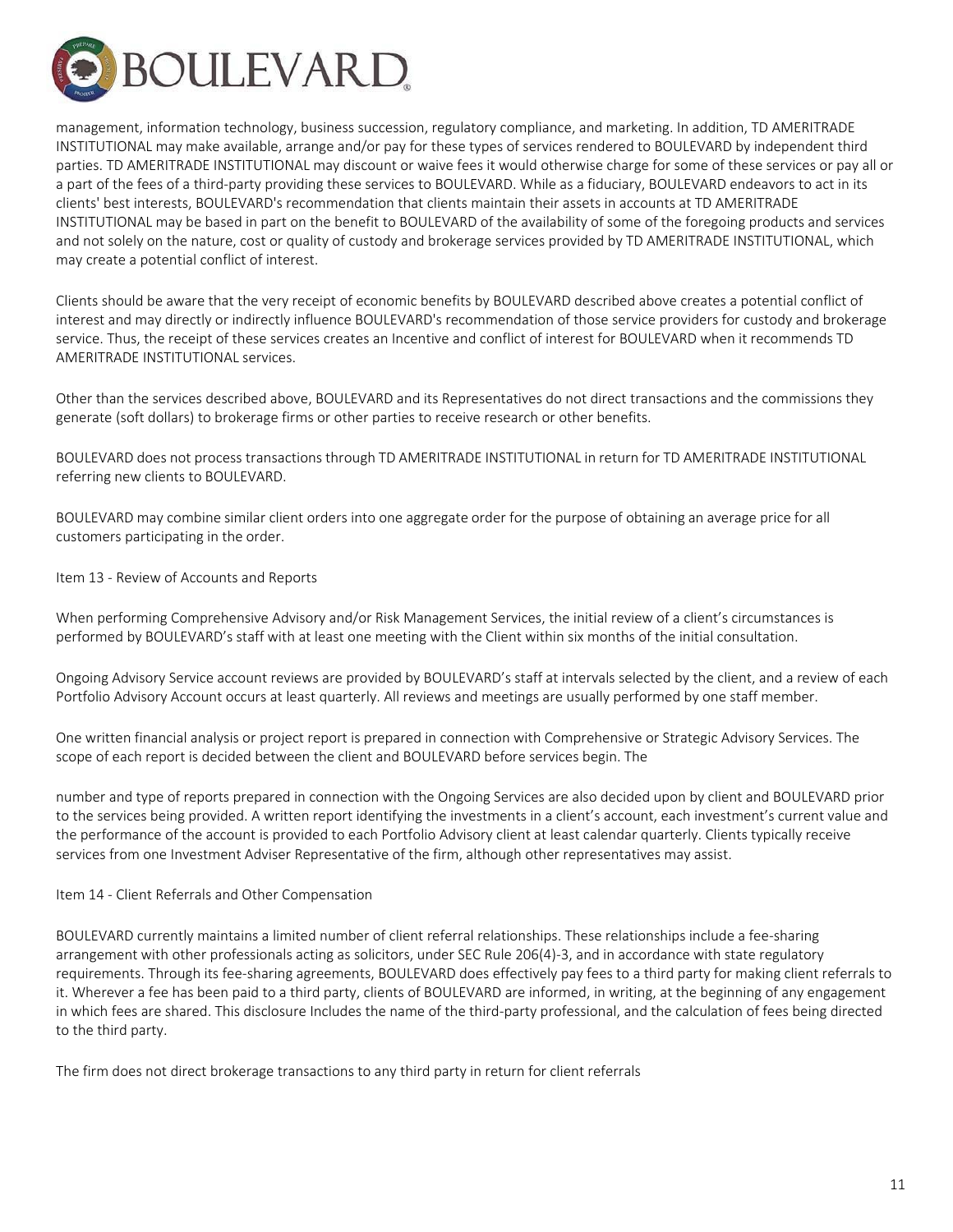management, information technology, business succession, regulatory compliance, and marketing. In addition, TD AMERITRADE INSTITUTIONAL may make available, arrange and/or pay for these types of services rendered to BOULEVARD by independent third parties. TD AMERITRADE INSTITUTIONAL may discount or waive fees it would otherwise charge for some of these services or pay all or a part of the fees of a third-party providing these services to BOULEVARD. While as a fiduciary, BOULEVARD endeavors to act in its clients' best interests, BOULEVARD's recommendation that clients maintain their assets in accounts at TD AMERITRADE INSTITUTIONAL may be based in part on the benefit to BOULEVARD of the availability of some of the foregoing products and services and not solely on the nature, cost or quality of custody and brokerage services provided by TD AMERITRADE INSTITUTIONAL, which may create a potential conflict of interest.

Clients should be aware that the very receipt of economic benefits by BOULEVARD described above creates a potential conflict of interest and may directly or indirectly influence BOULEVARD's recommendation of those service providers for custody and brokerage service. Thus, the receipt of these services creates an Incentive and conflict of interest for BOULEVARD when it recommends TD AMERITRADE INSTITUTIONAL services.

Other than the services described above, BOULEVARD and its Representatives do not direct transactions and the commissions they generate (soft dollars) to brokerage firms or other parties to receive research or other benefits.

BOULEVARD does not process transactions through TD AMERITRADE INSTITUTIONAL in return for TD AMERITRADE INSTITUTIONAL referring new clients to BOULEVARD.

BOULEVARD may combine similar client orders into one aggregate order for the purpose of obtaining an average price for all customers participating in the order.

## Item 13 - Review of Accounts and Reports

When performing Comprehensive Advisory and/or Risk Management Services, the initial review of a client's circumstances is performed by BOULEVARD's staff with at least one meeting with the Client within six months of the initial consultation.

Ongoing Advisory Service account reviews are provided by BOULEVARD's staff at intervals selected by the client, and a review of each Portfolio Advisory Account occurs at least quarterly. All reviews and meetings are usually performed by one staff member.

One written financial analysis or project report is prepared in connection with Comprehensive or Strategic Advisory Services. The scope of each report is decided between the client and BOULEVARD before services begin. The number and type of reports prepared in connection with the Ongoing Services are also decided upon by client and BOULEVARD prior to the services being provided. A written report identifying the investments in a client's account, each investment's current value and the performance of the account is provided to each Portfolio Advisory client at least calendar quarterly. Clients typically receive services from one Investment Adviser Representative of the firm, although other representatives may assist.

## Item 14 - Client Referrals and Other Compensation

BOULEVARD currently maintains a limited number of client referral relationships. These relationships include a fee-sharing arrangement with other professionals acting as solicitors, under SEC Rule 206(4)-3, and in accordance with state regulatory requirements. Through its fee-sharing agreements, BOULEVARD does effectively pay fees to a third party for making client referrals to it. Wherever a fee has been paid to a third party, clients of BOULEVARD are informed, in writing, at the beginning of any engagement in which fees are shared. This disclosure Includes the name of the third-party professional, and the calculation of fees being directed to the third party.

The firm does not direct brokerage transactions to any third party in return for client referrals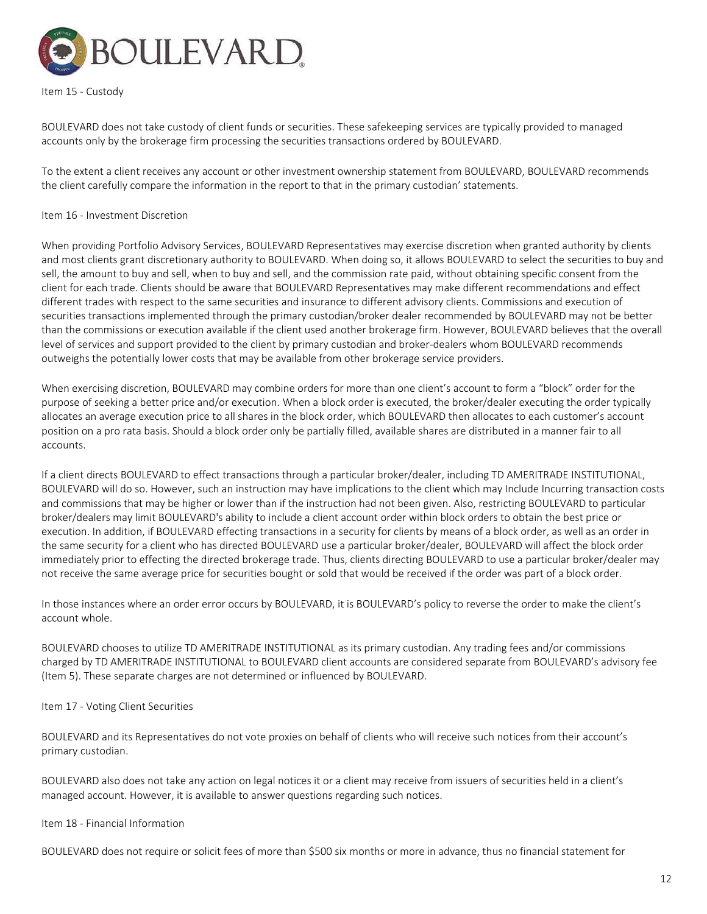## Item 15 - Custody

BOULEVARD does not take custody of client funds or securities. These safekeeping services are typically provided to managed accounts only by the brokerage firm processing the securities transactions ordered by BOULEVARD.

To the extent a client receives any account or other investment ownership statement from BOULEVARD, BOULEVARD recommends the client carefully compare the information in the report to that in the primary custodian' statements.

## Item 16 - Investment Discretion

When providing Portfolio Advisory Services, BOULEVARD Representatives may exercise discretion when granted authority by clients and most clients grant discretionary authority to BOULEVARD. When doing so, it allows BOULEVARD to select the securities to buy and sell, the amount to buy and sell, when to buy and sell, and the commission rate paid, without obtaining specific consent from the client for each trade. Clients should be aware that BOULEVARD Representatives may make different recommendations and effect different trades with respect to the same securities and insurance to different advisory clients. Commissions and execution of securities transactions implemented through the primary custodian/broker dealer recommended by BOULEVARD may not be better than the commissions or execution available if the client used another brokerage firm. However, BOULEVARD believes that the overall level of services and support provided to the client by primary custodian and broker-dealers whom BOULEVARD recommends outweighs the potentially lower costs that may be available from other brokerage service providers.

When exercising discretion, BOULEVARD may combine orders for more than one client's account to form a "block" order for the purpose of seeking a better price and/or execution. When a block order is executed, the broker/dealer executing the order typically allocates an average execution price to all shares in the block order, which BOULEVARD then allocates to each customer's account position on a pro rata basis. Should a block order only be partially filled, available shares are distributed in a manner fair to all accounts.

If a client directs BOULEVARD to effect transactions through a particular broker/dealer, including TD AMERITRADE INSTITUTIONAL, BOULEVARD will do so. However, such an instruction may have implications to the client which may Include Incurring transaction costs and commissions that may be higher or lower than if the instruction had not been given. Also, restricting BOULEVARD to particular broker/dealers may limit BOULEVARD's ability to include a client account order within block orders to obtain the best price or execution. In addition, if BOULEVARD effecting transactions in a security for clients by means of a block order, as well as an order in the same security for a client who has directed BOULEVARD use a particular broker/dealer, BOULEVARD will affect the block order immediately prior to effecting the directed brokerage trade. Thus, clients directing BOULEVARD to use a particular broker/dealer may not receive the same average price for securities bought or sold that would be received if the order was part of a block order.

In those instances where an order error occurs by BOULEVARD, it is BOULEVARD's policy to reverse the order to make the client's account whole.

BOULEVARD chooses to utilize TD AMERITRADE INSTITUTIONAL as its primary custodian. Any trading fees and/or commissions charged by TD AMERITRADE INSTITUTIONAL to BOULEVARD client accounts are considered separate from BOULEVARD's advisory fee (Item 5). These separate charges are not determined or influenced by BOULEVARD.

## Item 17 - Voting Client Securities

BOULEVARD and its Representatives do not vote proxies on behalf of clients who will receive such notices from their account's primary custodian.

BOULEVARD also does not take any action on legal notices it or a client may receive from issuers of securities held in a client's managed account. However, it is available to answer questions regarding such notices.

## Item 18 - Financial Information

BOULEVARD does not require or solicit fees of more than $500 six months or more in advance, thus no financial statement for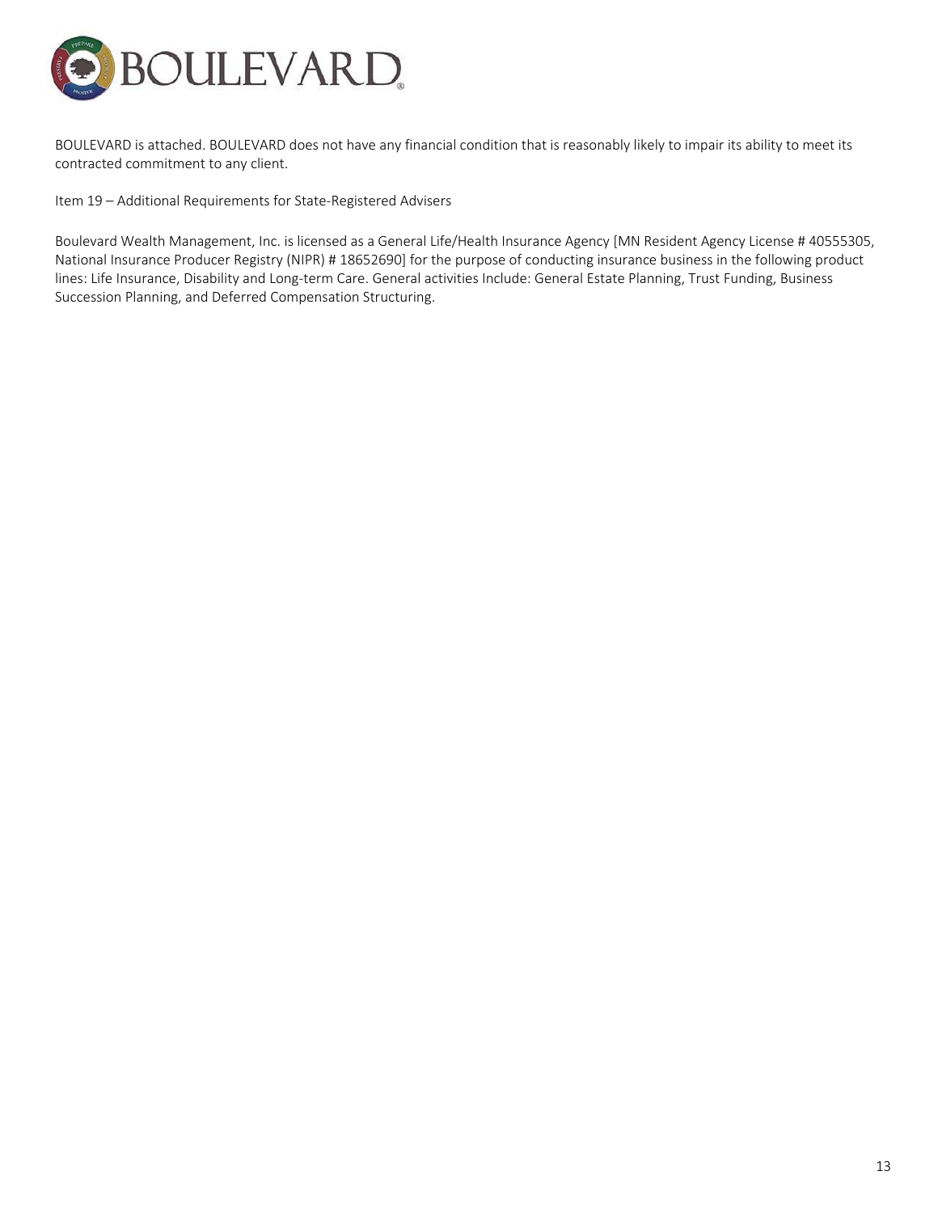BOULEVARD is attached. BOULEVARD does not have any financial condition that is reasonably likely to impair its ability to meet its contracted commitment to any client.

## Item 19 – Additional Requirements for State-Registered Advisers

Boulevard Wealth Management, Inc. is licensed as a General Life/Health Insurance Agency [MN Resident Agency License # 40555305, National Insurance Producer Registry (NIPR) # 18652690] for the purpose of conducting insurance business in the following product lines: Life Insurance, Disability and Long-term Care. General activities Include: General Estate Planning, Trust Funding, Business Succession Planning, and Deferred Compensation Structuring.